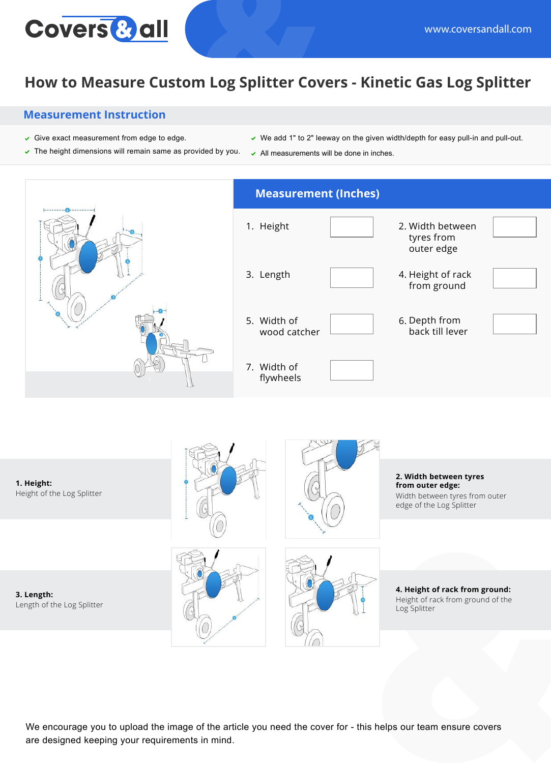Covers & all

www.coversandall.com

# How to Measure Custom Log Splitter Covers - Kinetic Gas Log Splitter

## Measurement Instruction

- Give exact measurement from edge to edge.
- The height dimensions will remain same as provided by you.
- We add 1" to 2" leeway on the given width/depth for easy pull-in and pull-out.
- All measurements will be done in inches.

## Measurement (Inches)

| Measurement | Value | Measurement | Value |
|---|---|---|---|
| 1. Height | | 2. Width between tyres from outer edge | |
| 3. Length | | 4. Height of rack from ground | |
| 5. Width of wood catcher | | 6. Depth from back till lever | |
| 7. Width of flywheels | | | |

**1. Height:**
Height of the Log Splitter

**2. Width between tyres from outer edge:**
Width between tyres from outer edge of the Log Splitter

**3. Length:**
Length of the Log Splitter

**4. Height of rack from ground:**
Height of rack from ground of the Log Splitter

We encourage you to upload the image of the article you need the cover for - this helps our team ensure covers are designed keeping your requirements in mind.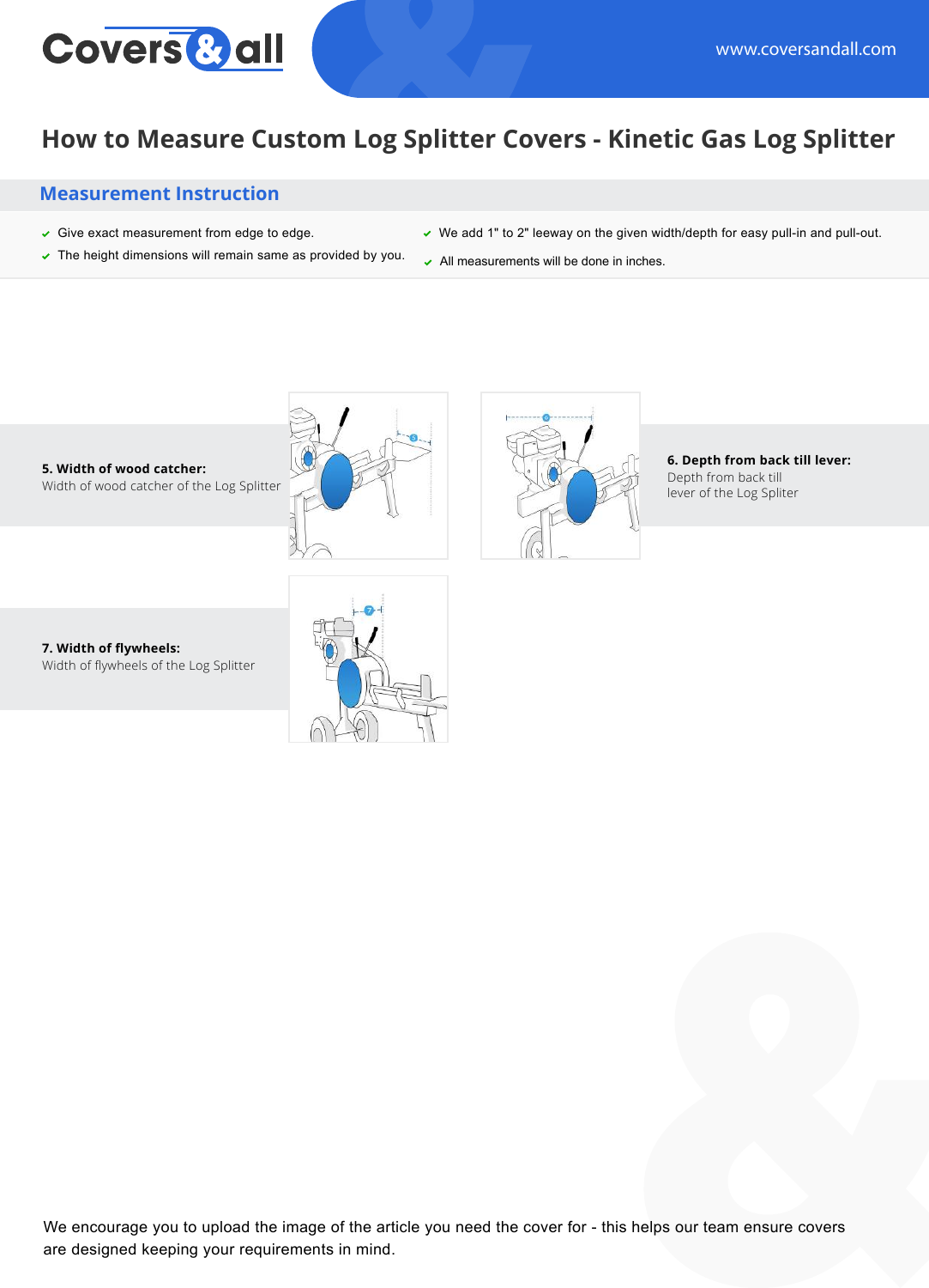# How to Measure Custom Log Splitter Covers - Kinetic Gas Log Splitter

## Measurement Instruction

- Give exact measurement from edge to edge.
- The height dimensions will remain same as provided by you.
- We add 1" to 2" leeway on the given width/depth for easy pull-in and pull-out.
- All measurements will be done in inches.

**5. Width of wood catcher:**
Width of wood catcher of the Log Splitter

**6. Depth from back till lever:**
Depth from back till lever of the Log Spliter

**7. Width of flywheels:**
Width of flywheels of the Log Splitter

We encourage you to upload the image of the article you need the cover for - this helps our team ensure covers are designed keeping your requirements in mind.